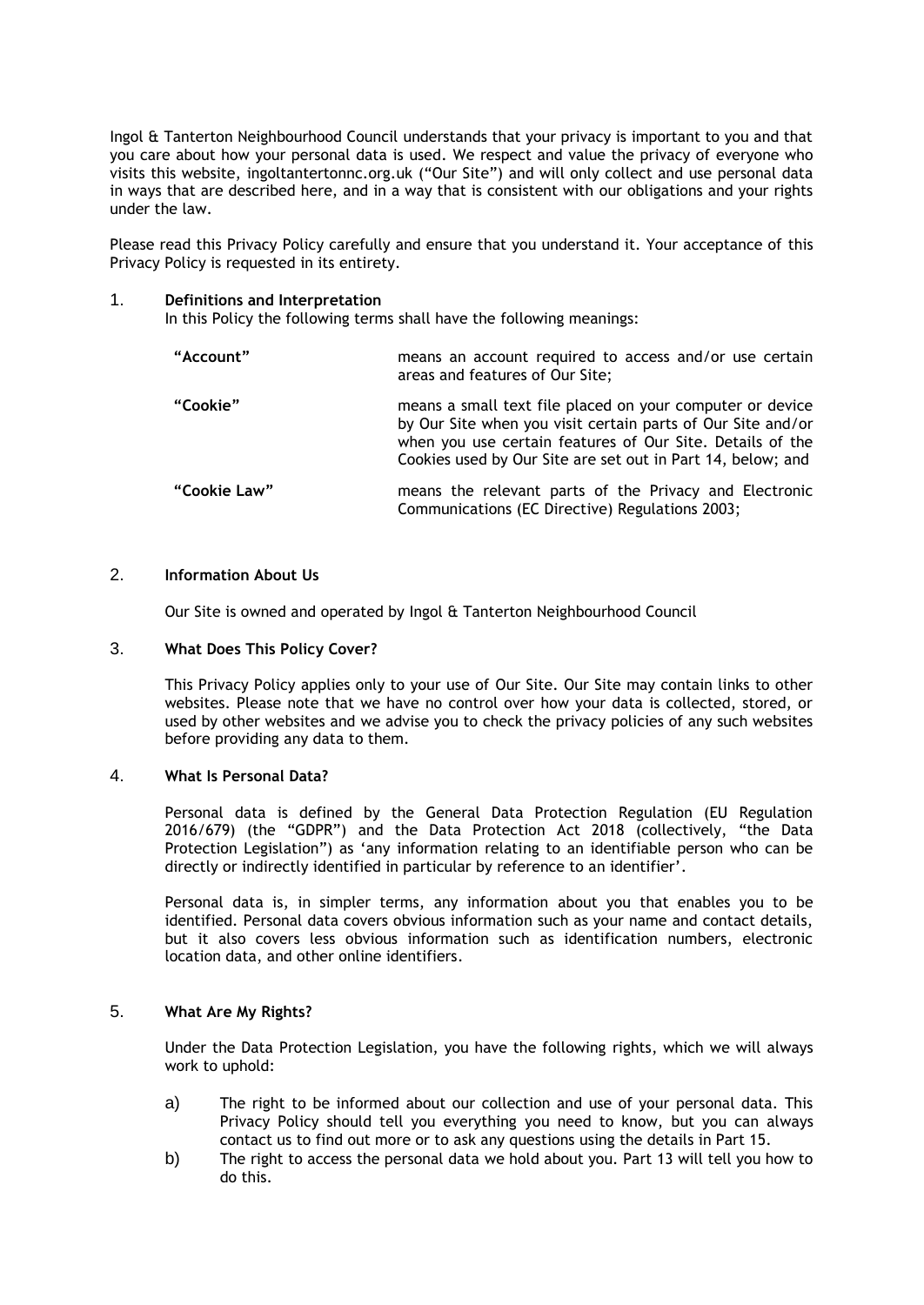Ingol & Tanterton Neighbourhood Council understands that your privacy is important to you and that you care about how your personal data is used. We respect and value the privacy of everyone who visits this website, ingoltantertonnc.org.uk ("Our Site") and will only collect and use personal data in ways that are described here, and in a way that is consistent with our obligations and your rights under the law.

Please read this Privacy Policy carefully and ensure that you understand it. Your acceptance of this Privacy Policy is requested in its entirety.

## 1. Definitions and Interpretation

In this Policy the following terms shall have the following meanings:

| | |
|---|---|
| **"Account"** | means an account required to access and/or use certain areas and features of Our Site; |
| **"Cookie"** | means a small text file placed on your computer or device by Our Site when you visit certain parts of Our Site and/or when you use certain features of Our Site. Details of the Cookies used by Our Site are set out in Part 14, below; and |
| **"Cookie Law"** | means the relevant parts of the Privacy and Electronic Communications (EC Directive) Regulations 2003; |

## 2. Information About Us

Our Site is owned and operated by Ingol & Tanterton Neighbourhood Council

## 3. What Does This Policy Cover?

This Privacy Policy applies only to your use of Our Site. Our Site may contain links to other websites. Please note that we have no control over how your data is collected, stored, or used by other websites and we advise you to check the privacy policies of any such websites before providing any data to them.

## 4. What Is Personal Data?

Personal data is defined by the General Data Protection Regulation (EU Regulation 2016/679) (the "GDPR") and the Data Protection Act 2018 (collectively, "the Data Protection Legislation") as 'any information relating to an identifiable person who can be directly or indirectly identified in particular by reference to an identifier'.

Personal data is, in simpler terms, any information about you that enables you to be identified. Personal data covers obvious information such as your name and contact details, but it also covers less obvious information such as identification numbers, electronic location data, and other online identifiers.

## 5. What Are My Rights?

Under the Data Protection Legislation, you have the following rights, which we will always work to uphold:

a) The right to be informed about our collection and use of your personal data. This Privacy Policy should tell you everything you need to know, but you can always contact us to find out more or to ask any questions using the details in Part 15.

b) The right to access the personal data we hold about you. Part 13 will tell you how to do this.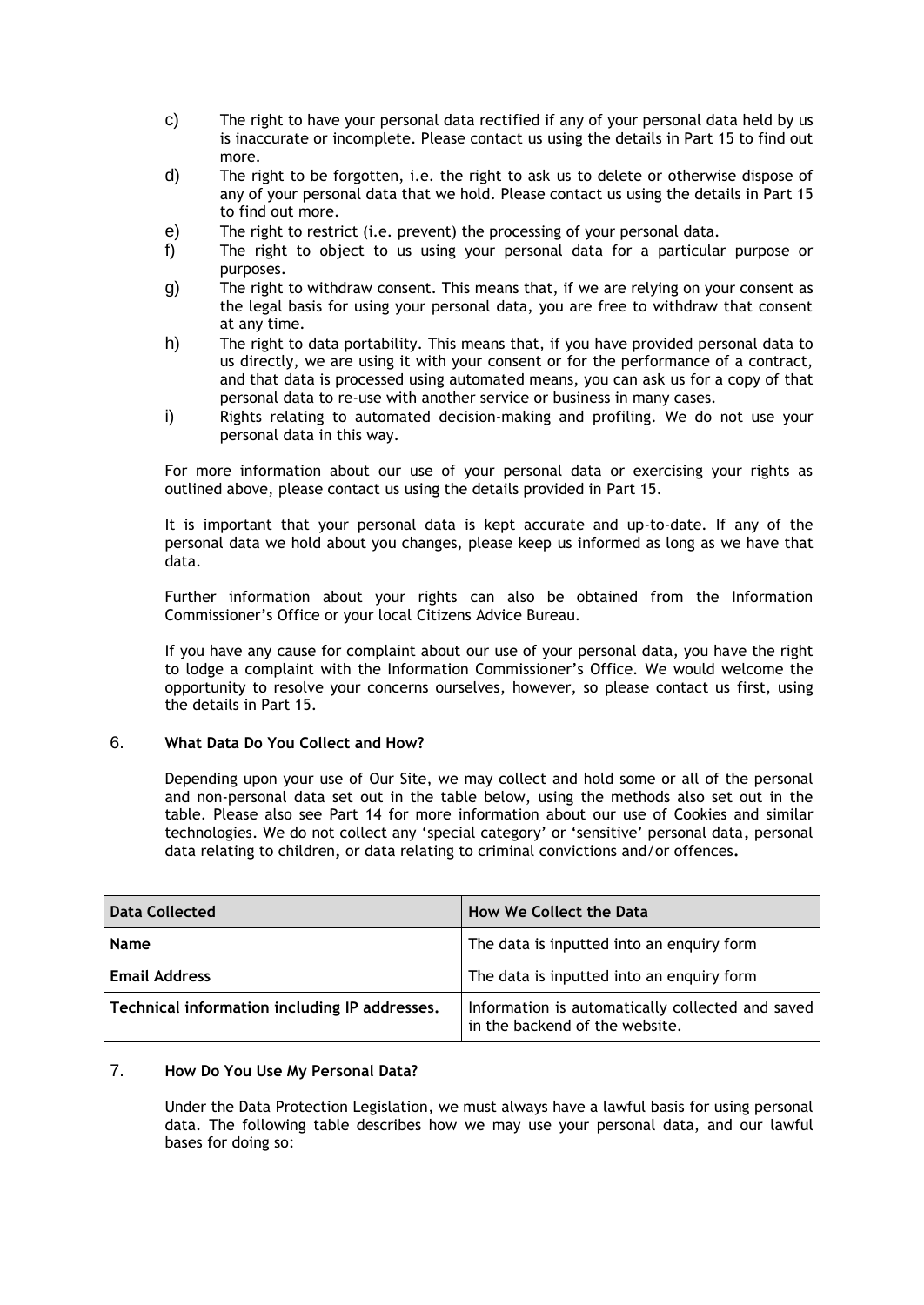c) The right to have your personal data rectified if any of your personal data held by us is inaccurate or incomplete. Please contact us using the details in Part 15 to find out more.

d) The right to be forgotten, i.e. the right to ask us to delete or otherwise dispose of any of your personal data that we hold. Please contact us using the details in Part 15 to find out more.

e) The right to restrict (i.e. prevent) the processing of your personal data.

f) The right to object to us using your personal data for a particular purpose or purposes.

g) The right to withdraw consent. This means that, if we are relying on your consent as the legal basis for using your personal data, you are free to withdraw that consent at any time.

h) The right to data portability. This means that, if you have provided personal data to us directly, we are using it with your consent or for the performance of a contract, and that data is processed using automated means, you can ask us for a copy of that personal data to re-use with another service or business in many cases.

i) Rights relating to automated decision-making and profiling. We do not use your personal data in this way.

For more information about our use of your personal data or exercising your rights as outlined above, please contact us using the details provided in Part 15.

It is important that your personal data is kept accurate and up-to-date. If any of the personal data we hold about you changes, please keep us informed as long as we have that data.

Further information about your rights can also be obtained from the Information Commissioner's Office or your local Citizens Advice Bureau.

If you have any cause for complaint about our use of your personal data, you have the right to lodge a complaint with the Information Commissioner's Office. We would welcome the opportunity to resolve your concerns ourselves, however, so please contact us first, using the details in Part 15.

## 6. What Data Do You Collect and How?

Depending upon your use of Our Site, we may collect and hold some or all of the personal and non-personal data set out in the table below, using the methods also set out in the table. Please also see Part 14 for more information about our use of Cookies and similar technologies. We do not collect any 'special category' or 'sensitive' personal data, personal data relating to children, or data relating to criminal convictions and/or offences.

| Data Collected | How We Collect the Data |
| --- | --- |
| **Name** | The data is inputted into an enquiry form |
| **Email Address** | The data is inputted into an enquiry form |
| **Technical information including IP addresses.** | Information is automatically collected and saved in the backend of the website. |

## 7. How Do You Use My Personal Data?

Under the Data Protection Legislation, we must always have a lawful basis for using personal data. The following table describes how we may use your personal data, and our lawful bases for doing so: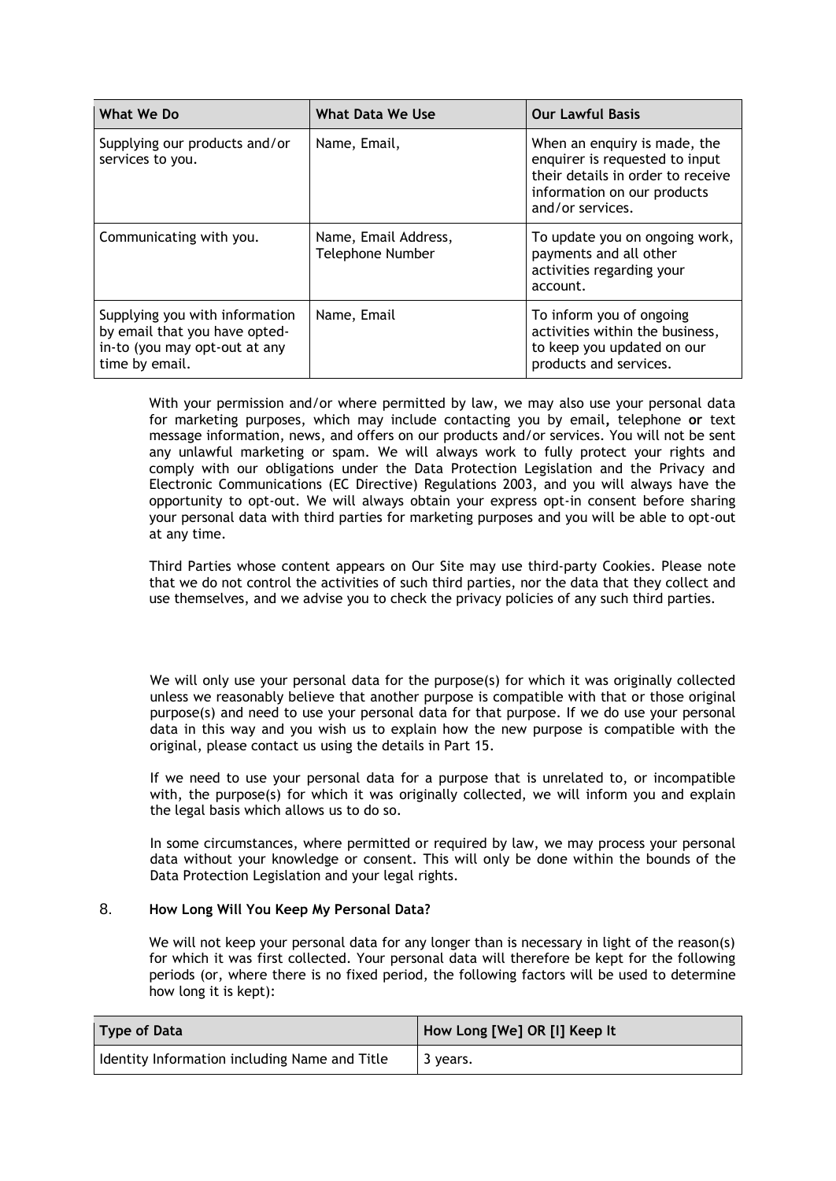| What We Do | What Data We Use | Our Lawful Basis |
|---|---|---|
| Supplying our products and/or services to you. | Name, Email, | When an enquiry is made, the enquirer is requested to input their details in order to receive information on our products and/or services. |
| Communicating with you. | Name, Email Address, Telephone Number | To update you on ongoing work, payments and all other activities regarding your account. |
| Supplying you with information by email that you have opted-in-to (you may opt-out at any time by email. | Name, Email | To inform you of ongoing activities within the business, to keep you updated on our products and services. |

With your permission and/or where permitted by law, we may also use your personal data for marketing purposes, which may include contacting you by email, telephone **or** text message information, news, and offers on our products and/or services. You will not be sent any unlawful marketing or spam. We will always work to fully protect your rights and comply with our obligations under the Data Protection Legislation and the Privacy and Electronic Communications (EC Directive) Regulations 2003, and you will always have the opportunity to opt-out. We will always obtain your express opt-in consent before sharing your personal data with third parties for marketing purposes and you will be able to opt-out at any time.

Third Parties whose content appears on Our Site may use third-party Cookies. Please note that we do not control the activities of such third parties, nor the data that they collect and use themselves, and we advise you to check the privacy policies of any such third parties.

We will only use your personal data for the purpose(s) for which it was originally collected unless we reasonably believe that another purpose is compatible with that or those original purpose(s) and need to use your personal data for that purpose. If we do use your personal data in this way and you wish us to explain how the new purpose is compatible with the original, please contact us using the details in Part 15.

If we need to use your personal data for a purpose that is unrelated to, or incompatible with, the purpose(s) for which it was originally collected, we will inform you and explain the legal basis which allows us to do so.

In some circumstances, where permitted or required by law, we may process your personal data without your knowledge or consent. This will only be done within the bounds of the Data Protection Legislation and your legal rights.

8. **How Long Will You Keep My Personal Data?**

We will not keep your personal data for any longer than is necessary in light of the reason(s) for which it was first collected. Your personal data will therefore be kept for the following periods (or, where there is no fixed period, the following factors will be used to determine how long it is kept):

| Type of Data | How Long [We] OR [I] Keep It |
|---|---|
| Identity Information including Name and Title | 3 years. |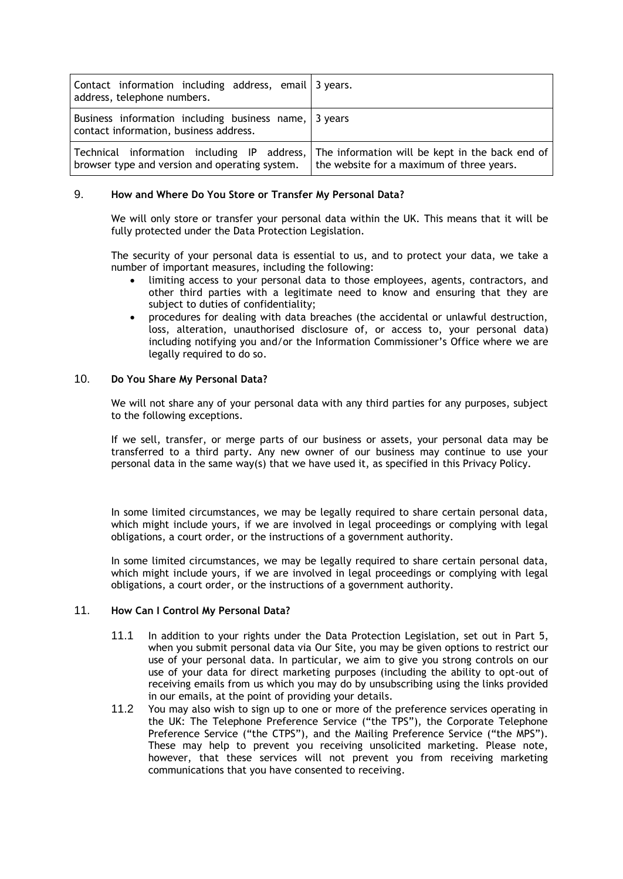| | |
|---|---|
| Contact information including address, email address, telephone numbers. | 3 years. |
| Business information including business name, contact information, business address. | 3 years |
| Technical information including IP address, browser type and version and operating system. | The information will be kept in the back end of the website for a maximum of three years. |

## 9. How and Where Do You Store or Transfer My Personal Data?

We will only store or transfer your personal data within the UK. This means that it will be fully protected under the Data Protection Legislation.

The security of your personal data is essential to us, and to protect your data, we take a number of important measures, including the following:

- limiting access to your personal data to those employees, agents, contractors, and other third parties with a legitimate need to know and ensuring that they are subject to duties of confidentiality;
- procedures for dealing with data breaches (the accidental or unlawful destruction, loss, alteration, unauthorised disclosure of, or access to, your personal data) including notifying you and/or the Information Commissioner's Office where we are legally required to do so.

## 10. Do You Share My Personal Data?

We will not share any of your personal data with any third parties for any purposes, subject to the following exceptions.

If we sell, transfer, or merge parts of our business or assets, your personal data may be transferred to a third party. Any new owner of our business may continue to use your personal data in the same way(s) that we have used it, as specified in this Privacy Policy.

In some limited circumstances, we may be legally required to share certain personal data, which might include yours, if we are involved in legal proceedings or complying with legal obligations, a court order, or the instructions of a government authority.

In some limited circumstances, we may be legally required to share certain personal data, which might include yours, if we are involved in legal proceedings or complying with legal obligations, a court order, or the instructions of a government authority.

## 11. How Can I Control My Personal Data?

11.1 In addition to your rights under the Data Protection Legislation, set out in Part 5, when you submit personal data via Our Site, you may be given options to restrict our use of your personal data. In particular, we aim to give you strong controls on our use of your data for direct marketing purposes (including the ability to opt-out of receiving emails from us which you may do by unsubscribing using the links provided in our emails, at the point of providing your details.

11.2 You may also wish to sign up to one or more of the preference services operating in the UK: The Telephone Preference Service ("the TPS"), the Corporate Telephone Preference Service ("the CTPS"), and the Mailing Preference Service ("the MPS"). These may help to prevent you receiving unsolicited marketing. Please note, however, that these services will not prevent you from receiving marketing communications that you have consented to receiving.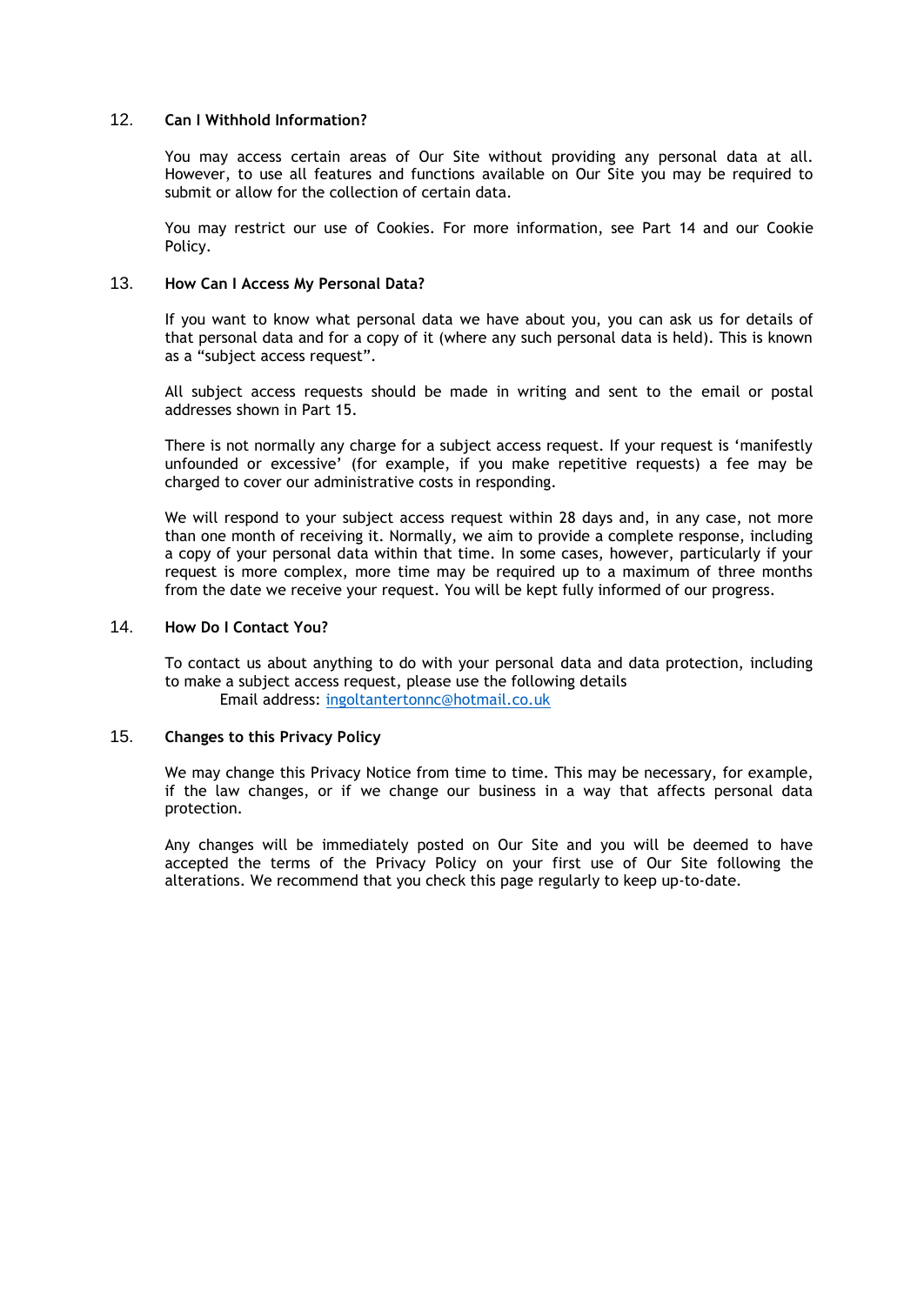## 12. Can I Withhold Information?

You may access certain areas of Our Site without providing any personal data at all. However, to use all features and functions available on Our Site you may be required to submit or allow for the collection of certain data.

You may restrict our use of Cookies. For more information, see Part 14 and our Cookie Policy.

## 13. How Can I Access My Personal Data?

If you want to know what personal data we have about you, you can ask us for details of that personal data and for a copy of it (where any such personal data is held). This is known as a "subject access request".

All subject access requests should be made in writing and sent to the email or postal addresses shown in Part 15.

There is not normally any charge for a subject access request. If your request is 'manifestly unfounded or excessive' (for example, if you make repetitive requests) a fee may be charged to cover our administrative costs in responding.

We will respond to your subject access request within 28 days and, in any case, not more than one month of receiving it. Normally, we aim to provide a complete response, including a copy of your personal data within that time. In some cases, however, particularly if your request is more complex, more time may be required up to a maximum of three months from the date we receive your request. You will be kept fully informed of our progress.

## 14. How Do I Contact You?

To contact us about anything to do with your personal data and data protection, including to make a subject access request, please use the following details

Email address: ingoltantertonnc@hotmail.co.uk

## 15. Changes to this Privacy Policy

We may change this Privacy Notice from time to time. This may be necessary, for example, if the law changes, or if we change our business in a way that affects personal data protection.

Any changes will be immediately posted on Our Site and you will be deemed to have accepted the terms of the Privacy Policy on your first use of Our Site following the alterations. We recommend that you check this page regularly to keep up-to-date.